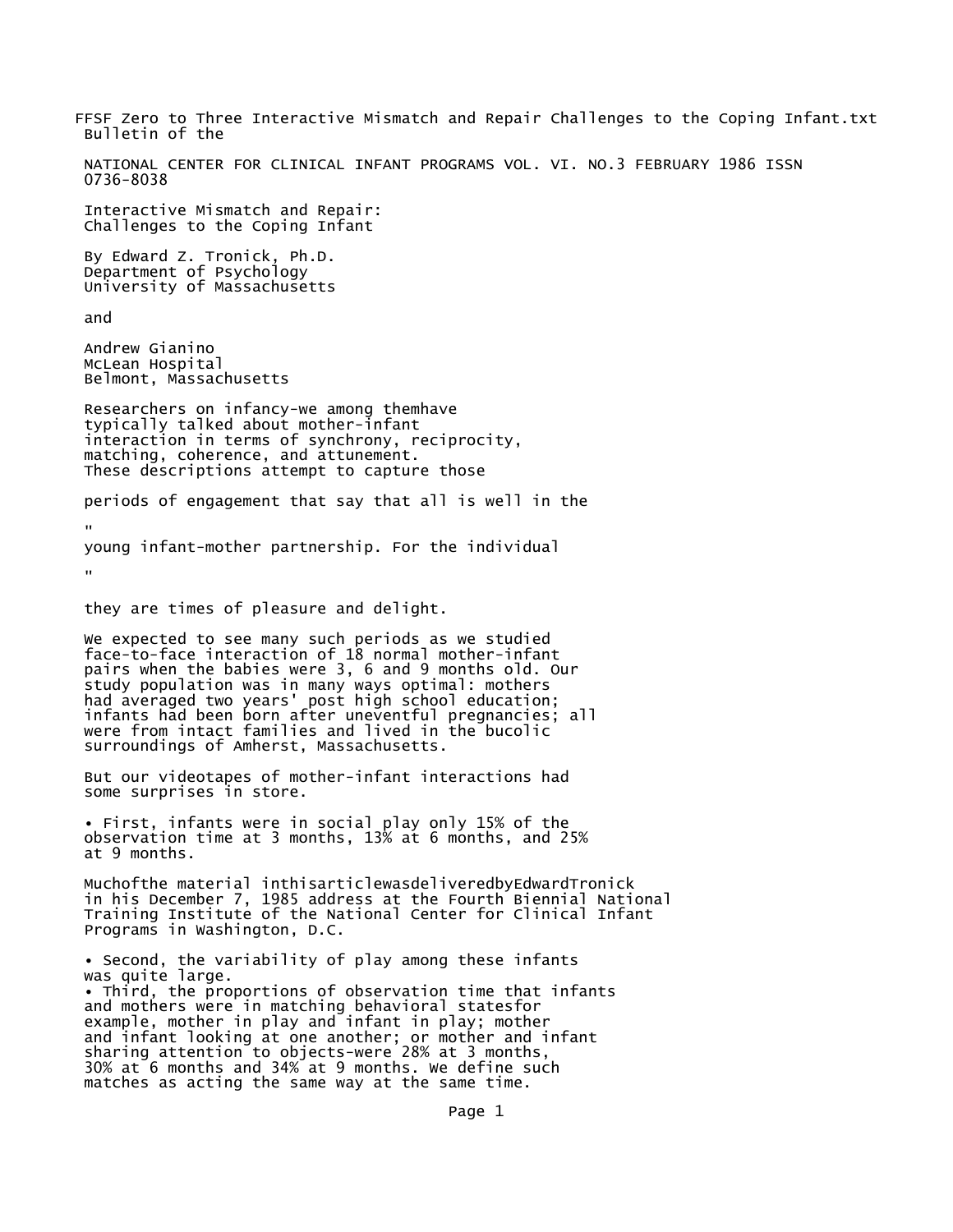FFSF Zero to Three Interactive Mismatch and Repair Challenges to the Coping Infant.txt

Bulletin of the

NATIONAL CENTER FOR CLINICAL INFANT PROGRAMS VOL. VI. NO.3 FEBRUARY 1986 ISSN 0736-8038

# Interactive Mismatch and Repair: Challenges to the Coping Infant

By Edward Z. Tronick, Ph.D.
Department of Psychology
University of Massachusetts

and

Andrew Gianino
McLean Hospital
Belmont, Massachusetts

Researchers on infancy-we among themhave typically talked about mother-infant interaction in terms of synchrony, reciprocity, matching, coherence, and attunement. These descriptions attempt to capture those periods of engagement that say that all is well in the young infant-mother partnership. For the individual they are times of pleasure and delight.

We expected to see many such periods as we studied face-to-face interaction of 18 normal mother-infant pairs when the babies were 3, 6 and 9 months old. Our study population was in many ways optimal: mothers had averaged two years' post high school education; infants had been born after uneventful pregnancies; all were from intact families and lived in the bucolic surroundings of Amherst, Massachusetts.

But our videotapes of mother-infant interactions had some surprises in store.

- First, infants were in social play only 15% of the observation time at 3 months, 13% at 6 months, and 25% at 9 months.

Muchofthe material inthisarticlewasdeliveredbyEdwardTronick in his December 7, 1985 address at the Fourth Biennial National Training Institute of the National Center for Clinical Infant Programs in Washington, D.C.

- Second, the variability of play among these infants was quite large.
- Third, the proportions of observation time that infants and mothers were in matching behavioral statesfor example, mother in play and infant in play; mother and infant looking at one another; or mother and infant sharing attention to objects-were 28% at 3 months, 30% at 6 months and 34% at 9 months. We define such matches as acting the same way at the same time.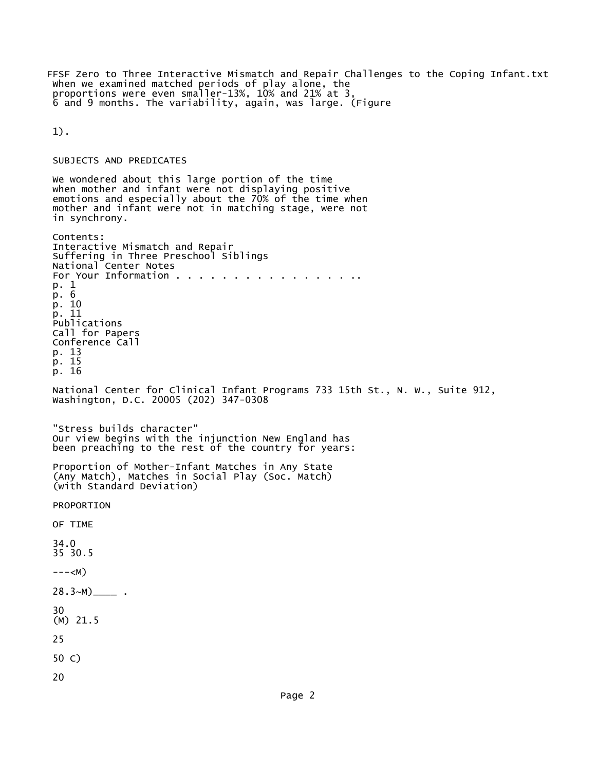When we examined matched periods of play alone, the proportions were even smaller-13%, 10% and 21% at 3, 6 and 9 months. The variability, again, was large. (Figure

1).

## SUBJECTS AND PREDICATES

We wondered about this large portion of the time when mother and infant were not displaying positive emotions and especially about the 70% of the time when mother and infant were not in matching stage, were not in synchrony.

Contents:
Interactive Mismatch and Repair
Suffering in Three Preschool Siblings
National Center Notes
For Your Information . . . . . . . . . . . . . . . . ..
p. 1
p. 6
p. 10
p. 11
Publications
Call for Papers
Conference Call
p. 13
p. 15
p. 16

National Center for Clinical Infant Programs 733 15th St., N. W., Suite 912, Washington, D.C. 20005 (202) 347-0308

"Stress builds character"
Our view begins with the injunction New England has been preaching to the rest of the country for years:

Proportion of Mother-Infant Matches in Any State (Any Match), Matches in Social Play (Soc. Match) (with Standard Deviation)

PROPORTION

OF TIME

34.0
35 30.5

---<M)

28.3~M)____ .

30
(M) 21.5

25

50 C)

20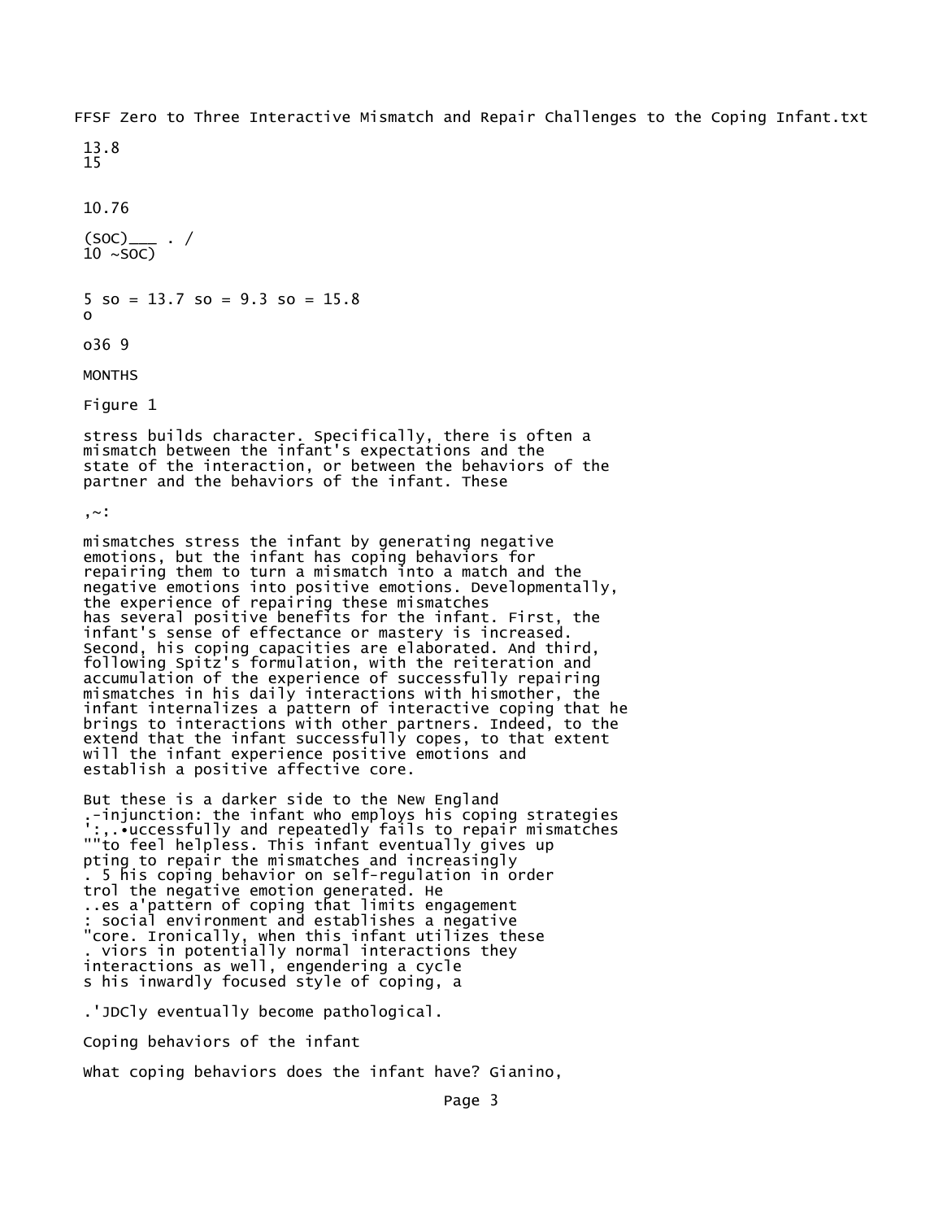13.8
15

10.76

(SOC)___ . /
10 ~SOC)

5 so = 13.7 so = 9.3 so = 15.8
o

o36 9

MONTHS

Figure 1

stress builds character. Specifically, there is often a mismatch between the infant's expectations and the state of the interaction, or between the behaviors of the partner and the behaviors of the infant. These

,~:

mismatches stress the infant by generating negative emotions, but the infant has coping behaviors for repairing them to turn a mismatch into a match and the negative emotions into positive emotions. Developmentally, the experience of repairing these mismatches has several positive benefits for the infant. First, the infant's sense of effectance or mastery is increased. Second, his coping capacities are elaborated. And third, following Spitz's formulation, with the reiteration and accumulation of the experience of successfully repairing mismatches in his daily interactions with hismother, the infant internalizes a pattern of interactive coping that he brings to interactions with other partners. Indeed, to the extend that the infant successfully copes, to that extent will the infant experience positive emotions and establish a positive affective core.

But these is a darker side to the New England .-injunction: the infant who employs his coping strategies ':,.•uccessfully and repeatedly fails to repair mismatches ""to feel helpless. This infant eventually gives up pting to repair the mismatches and increasingly . 5 his coping behavior on self-regulation in order trol the negative emotion generated. He ..es a'pattern of coping that limits engagement : social environment and establishes a negative "core. Ironically, when this infant utilizes these . viors in potentially normal interactions they interactions as well, engendering a cycle s his inwardly focused style of coping, a

.'JDCly eventually become pathological.

## Coping behaviors of the infant

What coping behaviors does the infant have? Gianino,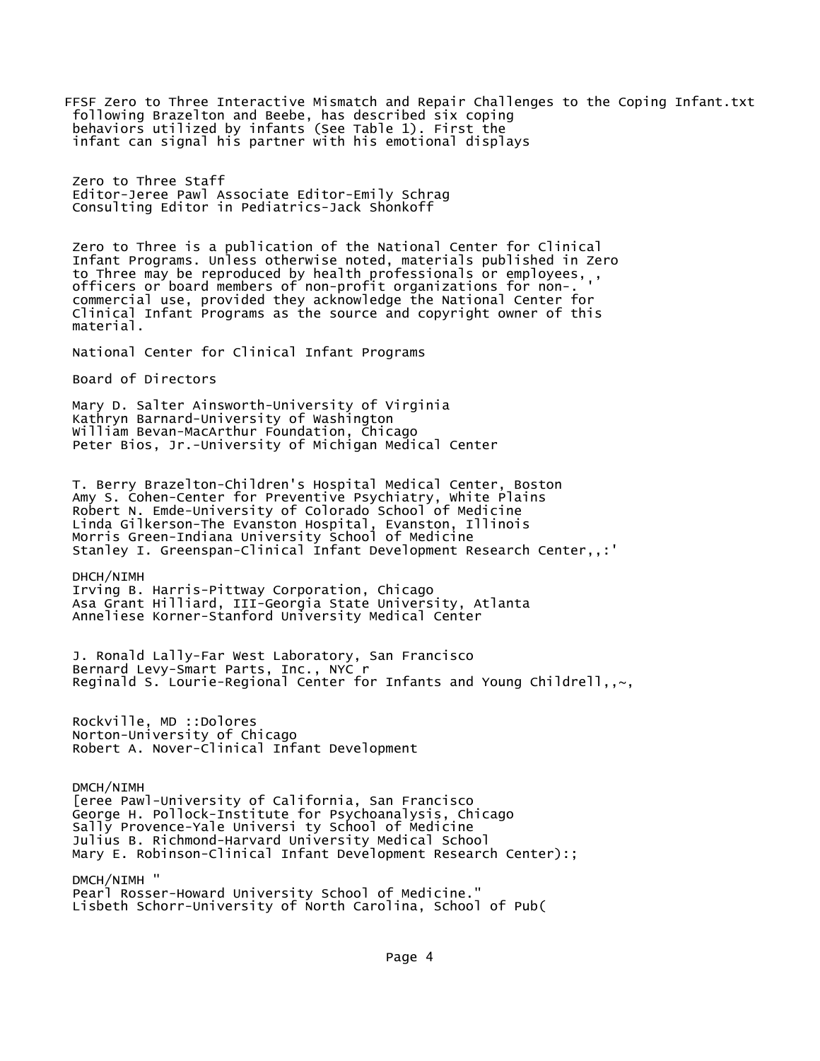following Brazelton and Beebe, has described six coping behaviors utilized by infants (See Table 1). First the infant can signal his partner with his emotional displays

Zero to Three Staff
Editor-Jeree Pawl Associate Editor-Emily Schrag
Consulting Editor in Pediatrics-Jack Shonkoff

Zero to Three is a publication of the National Center for Clinical Infant Programs. Unless otherwise noted, materials published in Zero to Three may be reproduced by health professionals or employees, , officers or board members of non-profit organizations for non-. ' commercial use, provided they acknowledge the National Center for Clinical Infant Programs as the source and copyright owner of this material.

National Center for Clinical Infant Programs

Board of Directors

Mary D. Salter Ainsworth-University of Virginia
Kathryn Barnard-University of Washington
William Bevan-MacArthur Foundation, Chicago
Peter Bios, Jr.-University of Michigan Medical Center

T. Berry Brazelton-Children's Hospital Medical Center, Boston
Amy S. Cohen-Center for Preventive Psychiatry, White Plains
Robert N. Emde-University of Colorado School of Medicine
Linda Gilkerson-The Evanston Hospital, Evanston, Illinois
Morris Green-Indiana University School of Medicine
Stanley I. Greenspan-Clinical Infant Development Research Center,,:'

DHCH/NIMH
Irving B. Harris-Pittway Corporation, Chicago
Asa Grant Hilliard, III-Georgia State University, Atlanta
Anneliese Korner-Stanford University Medical Center

J. Ronald Lally-Far West Laboratory, San Francisco
Bernard Levy-Smart Parts, Inc., NYC r
Reginald S. Lourie-Regional Center for Infants and Young Childrell,,~,

Rockville, MD ::Dolores
Norton-University of Chicago
Robert A. Nover-Clinical Infant Development

DMCH/NIMH
[eree Pawl-University of California, San Francisco
George H. Pollock-Institute for Psychoanalysis, Chicago
Sally Provence-Yale Universi ty School of Medicine
Julius B. Richmond-Harvard University Medical School
Mary E. Robinson-Clinical Infant Development Research Center):;

DMCH/NIMH "
Pearl Rosser-Howard University School of Medicine."
Lisbeth Schorr-University of North Carolina, School of Pub(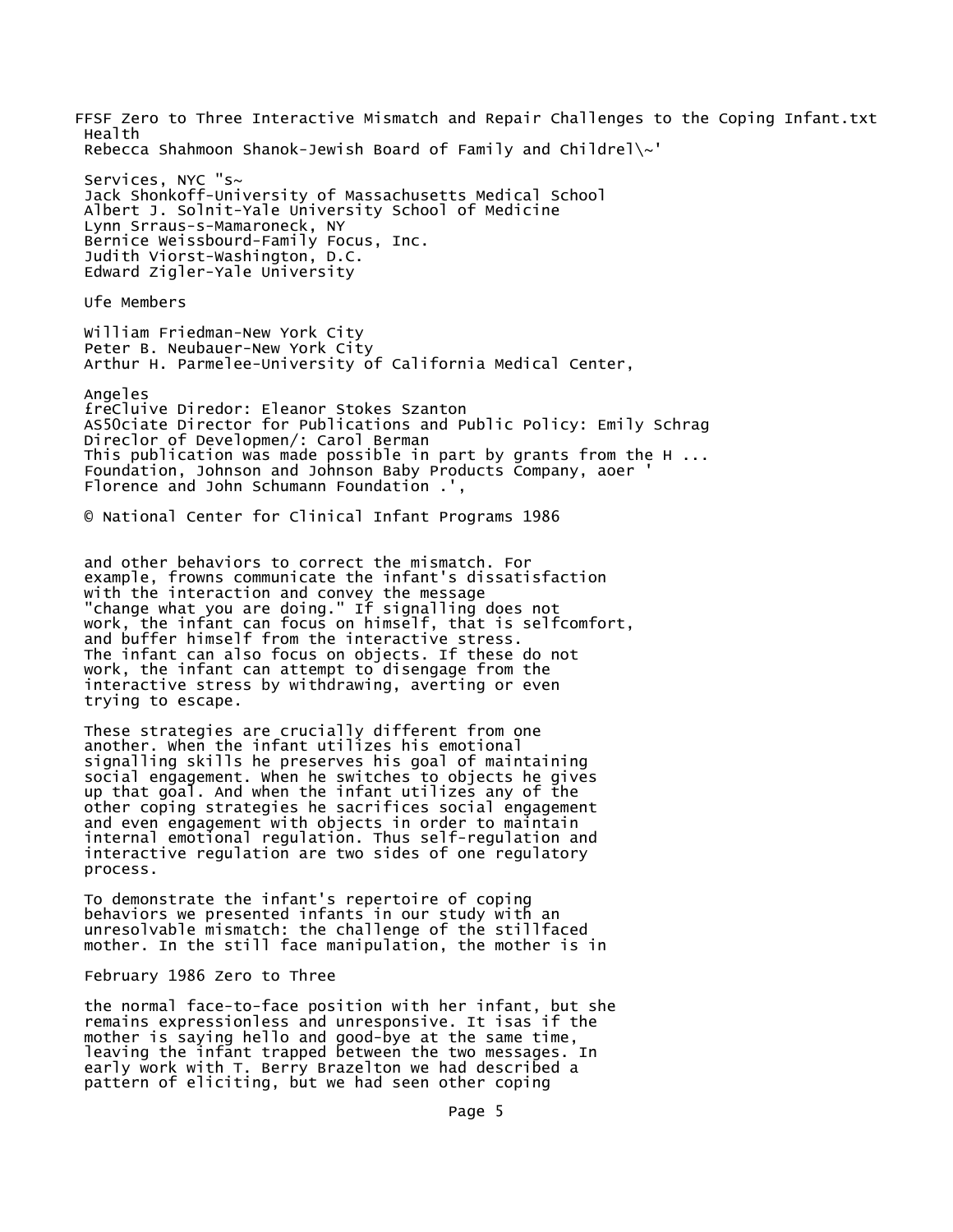Health
Rebecca Shahmoon Shanok-Jewish Board of Family and Childrel\~'

Services, NYC "s~
Jack Shonkoff-University of Massachusetts Medical School
Albert J. Solnit-Yale University School of Medicine
Lynn Srraus-s-Mamaroneck, NY
Bernice Weissbourd-Family Focus, Inc.
Judith Viorst-Washington, D.C.
Edward Zigler-Yale University

Ufe Members

William Friedman-New York City
Peter B. Neubauer-New York City
Arthur H. Parmelee-University of California Medical Center,

Angeles
£reCluive Diredor: Eleanor Stokes Szanton
AS5Ociate Director for Publications and Public Policy: Emily Schrag
Direclor of Developmen/: Carol Berman
This publication was made possible in part by grants from the H ...
Foundation, Johnson and Johnson Baby Products Company, aoer '
Florence and John Schumann Foundation .',

© National Center for Clinical Infant Programs 1986

and other behaviors to correct the mismatch. For example, frowns communicate the infant's dissatisfaction with the interaction and convey the message "change what you are doing." If signalling does not work, the infant can focus on himself, that is selfcomfort, and buffer himself from the interactive stress. The infant can also focus on objects. If these do not work, the infant can attempt to disengage from the interactive stress by withdrawing, averting or even trying to escape.

These strategies are crucially different from one another. When the infant utilizes his emotional signalling skills he preserves his goal of maintaining social engagement. When he switches to objects he gives up that goal. And when the infant utilizes any of the other coping strategies he sacrifices social engagement and even engagement with objects in order to maintain internal emotional regulation. Thus self-regulation and interactive regulation are two sides of one regulatory process.

To demonstrate the infant's repertoire of coping behaviors we presented infants in our study with an unresolvable mismatch: the challenge of the stillfaced mother. In the still face manipulation, the mother is in

the normal face-to-face position with her infant, but she remains expressionless and unresponsive. It isas if the mother is saying hello and good-bye at the same time, leaving the infant trapped between the two messages. In early work with T. Berry Brazelton we had described a pattern of eliciting, but we had seen other coping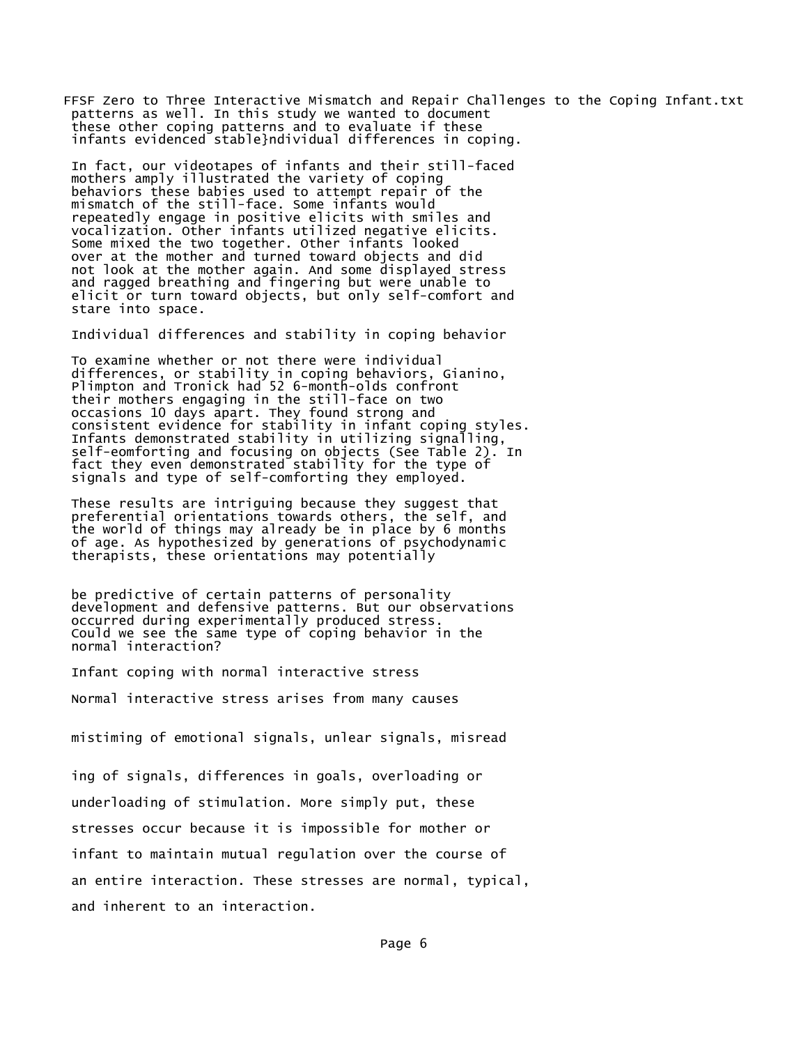patterns as well. In this study we wanted to document these other coping patterns and to evaluate if these infants evidenced stable}ndividual differences in coping.

In fact, our videotapes of infants and their still-faced mothers amply illustrated the variety of coping behaviors these babies used to attempt repair of the mismatch of the still-face. Some infants would repeatedly engage in positive elicits with smiles and vocalization. Other infants utilized negative elicits. Some mixed the two together. Other infants looked over at the mother and turned toward objects and did not look at the mother again. And some displayed stress and ragged breathing and fingering but were unable to elicit or turn toward objects, but only self-comfort and stare into space.

## Individual differences and stability in coping behavior

To examine whether or not there were individual differences, or stability in coping behaviors, Gianino, Plimpton and Tronick had 52 6-month-olds confront their mothers engaging in the still-face on two occasions 10 days apart. They found strong and consistent evidence for stability in infant coping styles. Infants demonstrated stability in utilizing signalling, self-eomforting and focusing on objects (See Table 2). In fact they even demonstrated stability for the type of signals and type of self-comforting they employed.

These results are intriguing because they suggest that preferential orientations towards others, the self, and the world of things may already be in place by 6 months of age. As hypothesized by generations of psychodynamic therapists, these orientations may potentially be predictive of certain patterns of personality development and defensive patterns. But our observations occurred during experimentally produced stress. Could we see the same type of coping behavior in the normal interaction?

## Infant coping with normal interactive stress

Normal interactive stress arises from many causes mistiming of emotional signals, unlear signals, misreading of signals, differences in goals, overloading or underloading of stimulation. More simply put, these stresses occur because it is impossible for mother or infant to maintain mutual regulation over the course of an entire interaction. These stresses are normal, typical, and inherent to an interaction.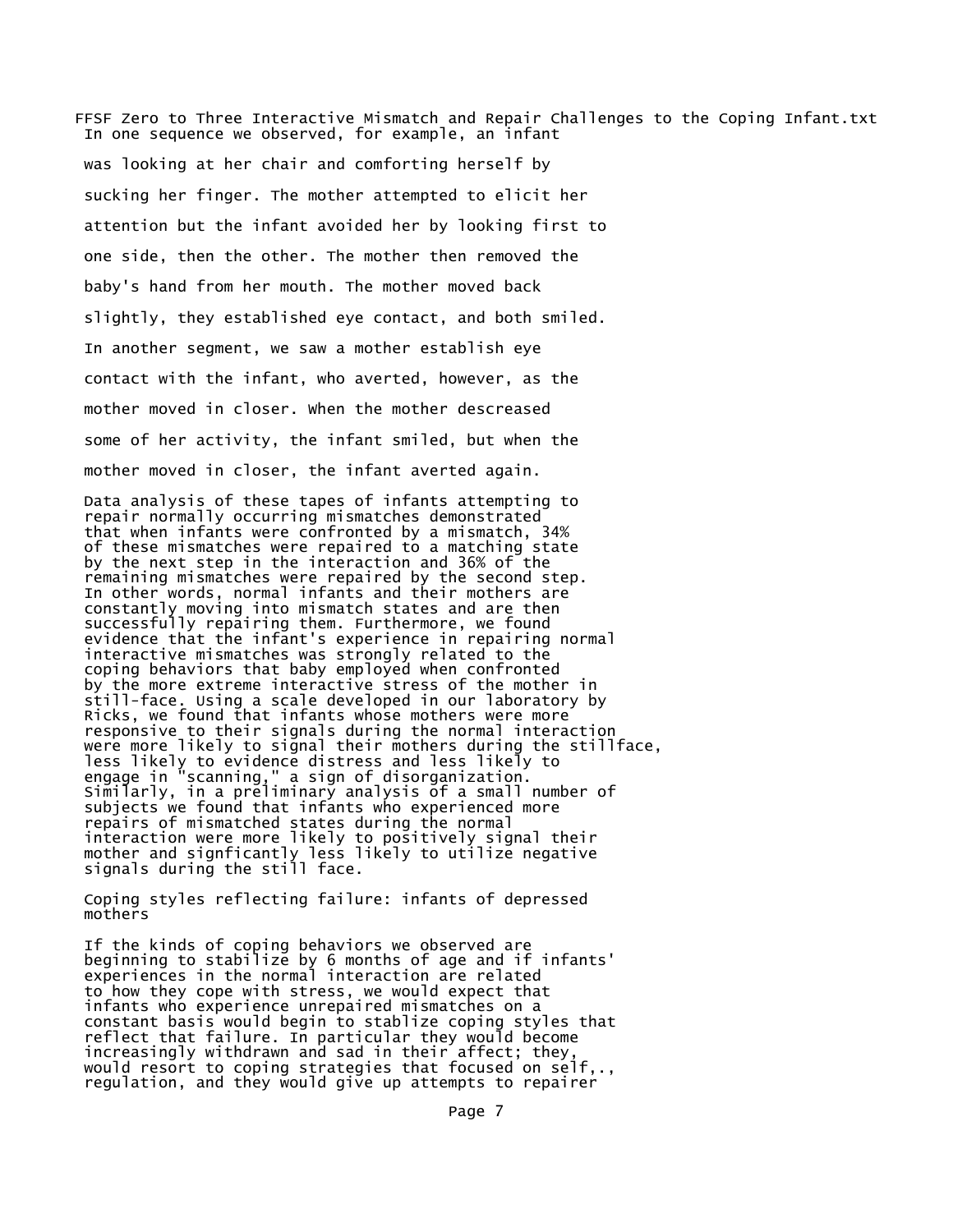In one sequence we observed, for example, an infant was looking at her chair and comforting herself by sucking her finger. The mother attempted to elicit her attention but the infant avoided her by looking first to one side, then the other. The mother then removed the baby's hand from her mouth. The mother moved back slightly, they established eye contact, and both smiled. In another segment, we saw a mother establish eye contact with the infant, who averted, however, as the mother moved in closer. When the mother descreased some of her activity, the infant smiled, but when the mother moved in closer, the infant averted again.

Data analysis of these tapes of infants attempting to repair normally occurring mismatches demonstrated that when infants were confronted by a mismatch, 34% of these mismatches were repaired to a matching state by the next step in the interaction and 36% of the remaining mismatches were repaired by the second step. In other words, normal infants and their mothers are constantly moving into mismatch states and are then successfully repairing them. Furthermore, we found evidence that the infant's experience in repairing normal interactive mismatches was strongly related to the coping behaviors that baby employed when confronted by the more extreme interactive stress of the mother in still-face. Using a scale developed in our laboratory by Ricks, we found that infants whose mothers were more responsive to their signals during the normal interaction were more likely to signal their mothers during the stillface, less likely to evidence distress and less likely to engage in "scanning," a sign of disorganization. Similarly, in a preliminary analysis of a small number of subjects we found that infants who experienced more repairs of mismatched states during the normal interaction were more likely to positively signal their mother and signficantly less likely to utilize negative signals during the still face.

## Coping styles reflecting failure: infants of depressed mothers

If the kinds of coping behaviors we observed are beginning to stabilize by 6 months of age and if infants' experiences in the normal interaction are related to how they cope with stress, we would expect that infants who experience unrepaired mismatches on a constant basis would begin to stablize coping styles that reflect that failure. In particular they would become increasingly withdrawn and sad in their affect; they, would resort to coping strategies that focused on self,., regulation, and they would give up attempts to repairer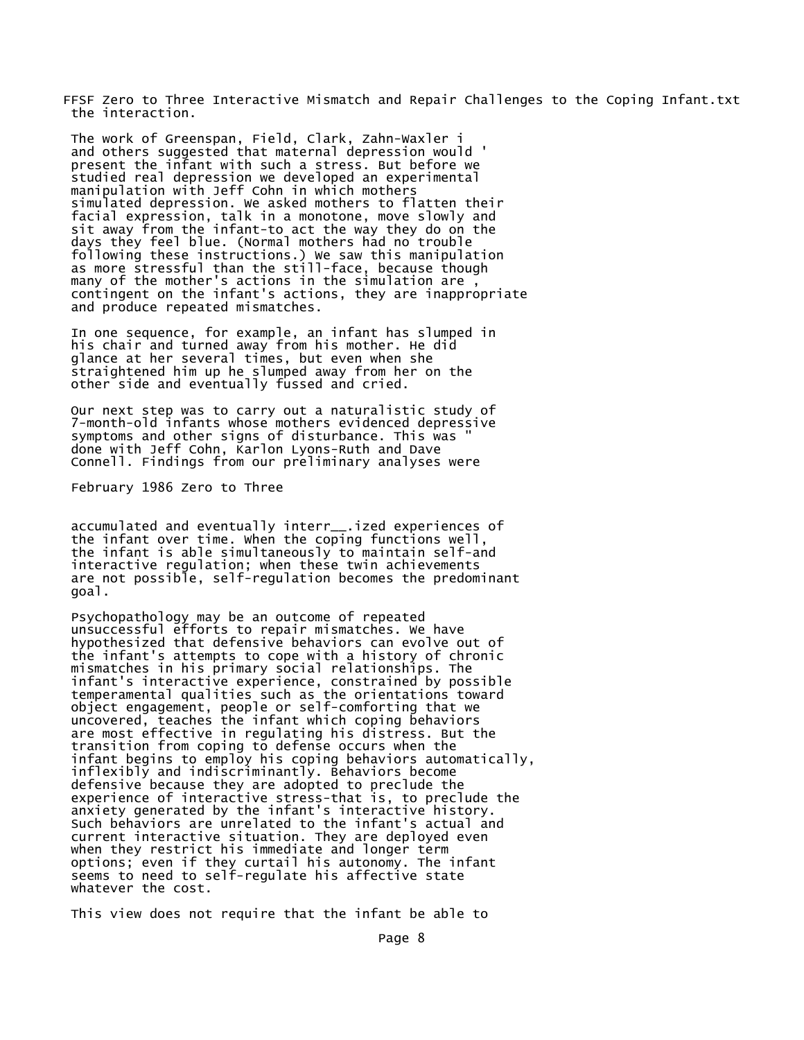the interaction.

The work of Greenspan, Field, Clark, Zahn-Waxler i and others suggested that maternal depression would ' present the infant with such a stress. But before we studied real depression we developed an experimental manipulation with Jeff Cohn in which mothers simulated depression. We asked mothers to flatten their facial expression, talk in a monotone, move slowly and sit away from the infant-to act the way they do on the days they feel blue. (Normal mothers had no trouble following these instructions.) We saw this manipulation as more stressful than the still-face, because though many of the mother's actions in the simulation are , contingent on the infant's actions, they are inappropriate and produce repeated mismatches.

In one sequence, for example, an infant has slumped in his chair and turned away from his mother. He did glance at her several times, but even when she straightened him up he slumped away from her on the other side and eventually fussed and cried.

Our next step was to carry out a naturalistic study of 7-month-old infants whose mothers evidenced depressive symptoms and other signs of disturbance. This was " done with Jeff Cohn, Karlon Lyons-Ruth and Dave Connell. Findings from our preliminary analyses were

February 1986 Zero to Three

accumulated and eventually interr__.ized experiences of the infant over time. When the coping functions well, the infant is able simultaneously to maintain self-and interactive regulation; when these twin achievements are not possible, self-regulation becomes the predominant goal.

Psychopathology may be an outcome of repeated unsuccessful efforts to repair mismatches. We have hypothesized that defensive behaviors can evolve out of the infant's attempts to cope with a history of chronic mismatches in his primary social relationships. The infant's interactive experience, constrained by possible temperamental qualities such as the orientations toward object engagement, people or self-comforting that we uncovered, teaches the infant which coping behaviors are most effective in regulating his distress. But the transition from coping to defense occurs when the infant begins to employ his coping behaviors automatically, inflexibly and indiscriminantly. Behaviors become defensive because they are adopted to preclude the experience of interactive stress-that is, to preclude the anxiety generated by the infant's interactive history. Such behaviors are unrelated to the infant's actual and current interactive situation. They are deployed even when they restrict his immediate and longer term options; even if they curtail his autonomy. The infant seems to need to self-regulate his affective state whatever the cost.

This view does not require that the infant be able to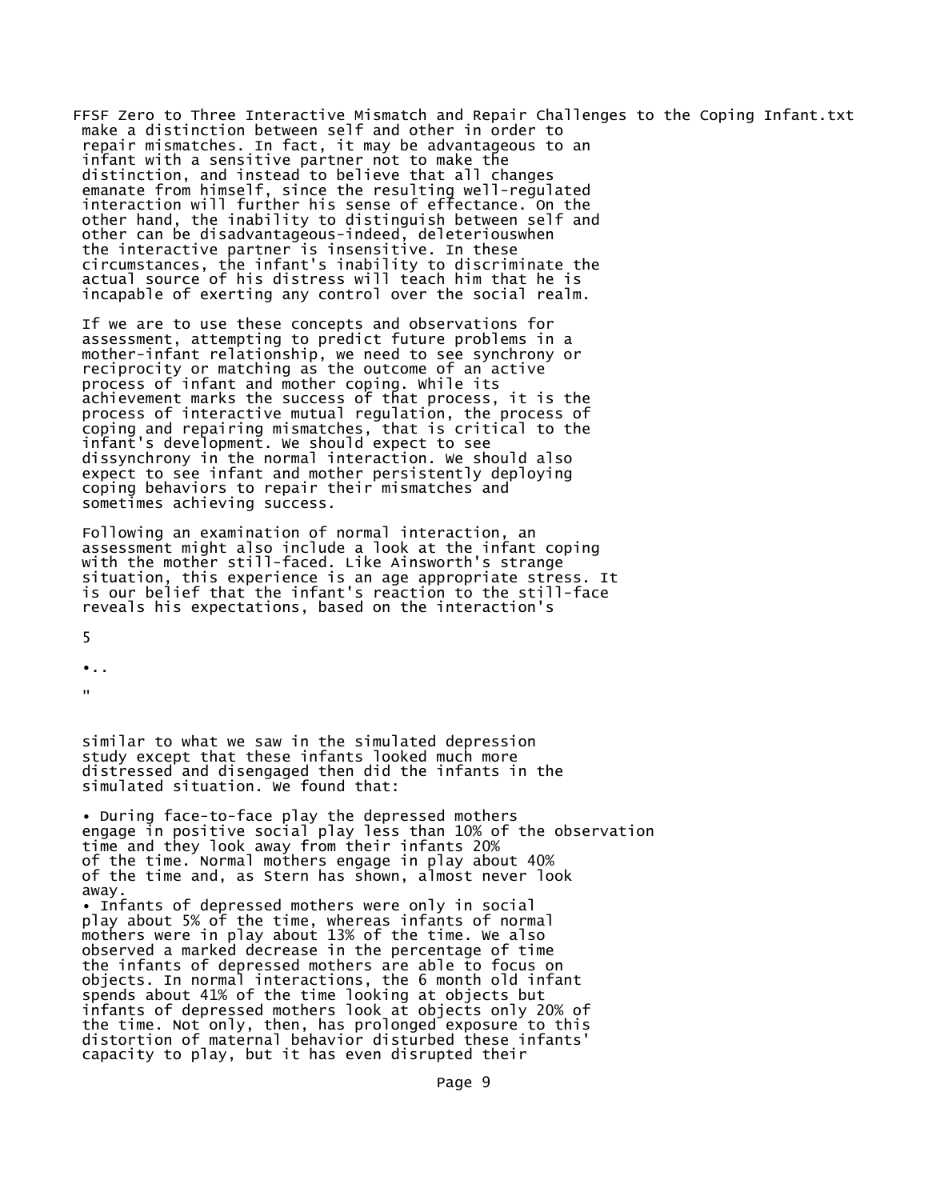make a distinction between self and other in order to repair mismatches. In fact, it may be advantageous to an infant with a sensitive partner not to make the distinction, and instead to believe that all changes emanate from himself, since the resulting well-regulated interaction will further his sense of effectance. On the other hand, the inability to distinguish between self and other can be disadvantageous-indeed, deleteriouswhen the interactive partner is insensitive. In these circumstances, the infant's inability to discriminate the actual source of his distress will teach him that he is incapable of exerting any control over the social realm.

If we are to use these concepts and observations for assessment, attempting to predict future problems in a mother-infant relationship, we need to see synchrony or reciprocity or matching as the outcome of an active process of infant and mother coping. While its achievement marks the success of that process, it is the process of interactive mutual regulation, the process of coping and repairing mismatches, that is critical to the infant's development. We should expect to see dissynchrony in the normal interaction. We should also expect to see infant and mother persistently deploying coping behaviors to repair their mismatches and sometimes achieving success.

Following an examination of normal interaction, an assessment might also include a look at the infant coping with the mother still-faced. Like Ainsworth's strange situation, this experience is an age appropriate stress. It is our belief that the infant's reaction to the still-face reveals his expectations, based on the interaction's

5

•..

"

similar to what we saw in the simulated depression study except that these infants looked much more distressed and disengaged then did the infants in the simulated situation. We found that:

- During face-to-face play the depressed mothers engage in positive social play less than 10% of the observation time and they look away from their infants 20% of the time. Normal mothers engage in play about 40% of the time and, as Stern has shown, almost never look away.
- Infants of depressed mothers were only in social play about 5% of the time, whereas infants of normal mothers were in play about 13% of the time. We also observed a marked decrease in the percentage of time the infants of depressed mothers are able to focus on objects. In normal interactions, the 6 month old infant spends about 41% of the time looking at objects but infants of depressed mothers look at objects only 20% of the time. Not only, then, has prolonged exposure to this distortion of maternal behavior disturbed these infants' capacity to play, but it has even disrupted their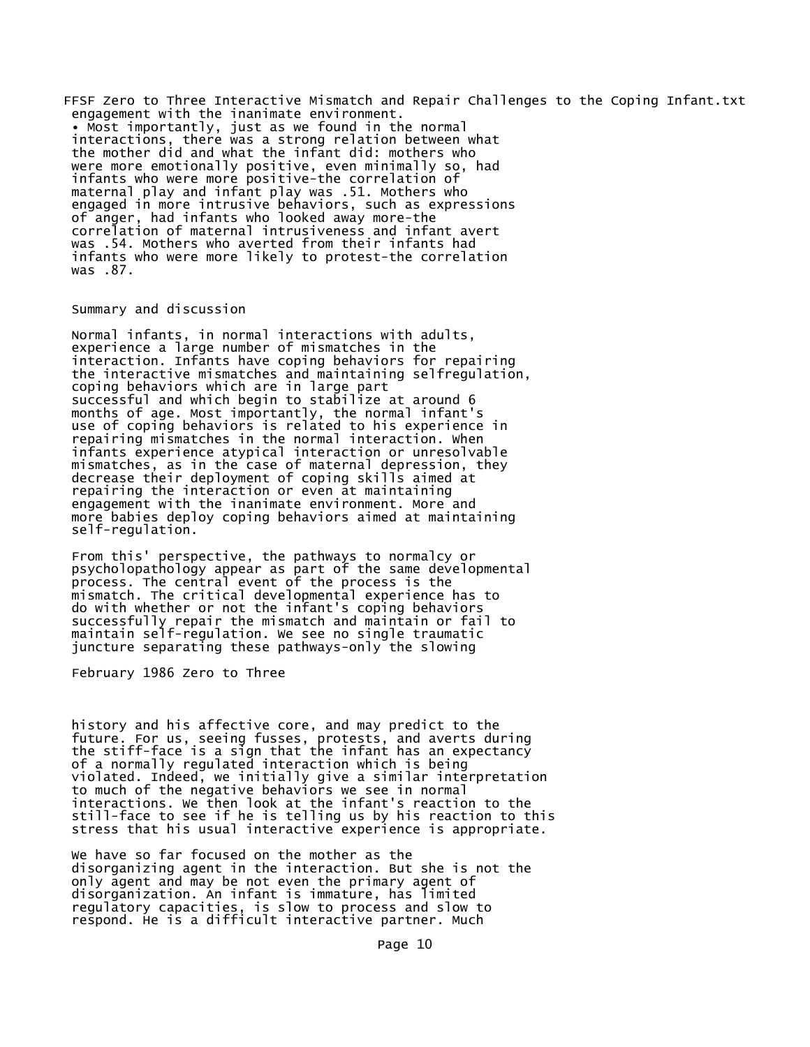engagement with the inanimate environment.

• Most importantly, just as we found in the normal interactions, there was a strong relation between what the mother did and what the infant did: mothers who were more emotionally positive, even minimally so, had infants who were more positive-the correlation of maternal play and infant play was .51. Mothers who engaged in more intrusive behaviors, such as expressions of anger, had infants who looked away more-the correlation of maternal intrusiveness and infant avert was .54. Mothers who averted from their infants had infants who were more likely to protest-the correlation was .87.

## Summary and discussion

Normal infants, in normal interactions with adults, experience a large number of mismatches in the interaction. Infants have coping behaviors for repairing the interactive mismatches and maintaining selfregulation, coping behaviors which are in large part successful and which begin to stabilize at around 6 months of age. Most importantly, the normal infant's use of coping behaviors is related to his experience in repairing mismatches in the normal interaction. When infants experience atypical interaction or unresolvable mismatches, as in the case of maternal depression, they decrease their deployment of coping skills aimed at repairing the interaction or even at maintaining engagement with the inanimate environment. More and more babies deploy coping behaviors aimed at maintaining self-regulation.

From this' perspective, the pathways to normalcy or psycholopathology appear as part of the same developmental process. The central event of the process is the mismatch. The critical developmental experience has to do with whether or not the infant's coping behaviors successfully repair the mismatch and maintain or fail to maintain self-regulation. We see no single traumatic juncture separating these pathways-only the slowing

February 1986 Zero to Three

history and his affective core, and may predict to the future. For us, seeing fusses, protests, and averts during the stiff-face is a sign that the infant has an expectancy of a normally regulated interaction which is being violated. Indeed, we initially give a similar interpretation to much of the negative behaviors we see in normal interactions. We then look at the infant's reaction to the still-face to see if he is telling us by his reaction to this stress that his usual interactive experience is appropriate.

We have so far focused on the mother as the disorganizing agent in the interaction. But she is not the only agent and may be not even the primary agent of disorganization. An infant is immature, has limited regulatory capacities, is slow to process and slow to respond. He is a difficult interactive partner. Much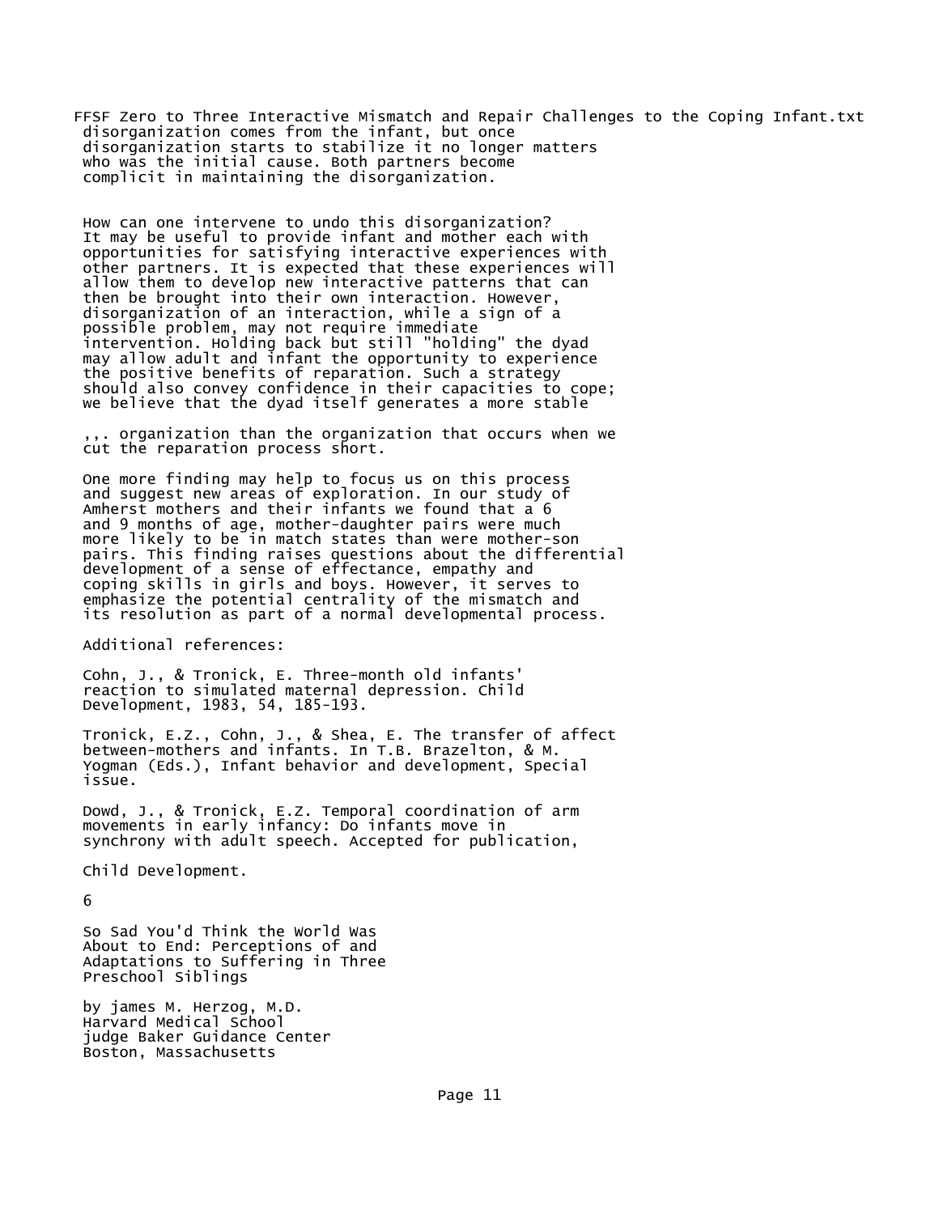disorganization comes from the infant, but once disorganization starts to stabilize it no longer matters who was the initial cause. Both partners become complicit in maintaining the disorganization.

How can one intervene to undo this disorganization? It may be useful to provide infant and mother each with opportunities for satisfying interactive experiences with other partners. It is expected that these experiences will allow them to develop new interactive patterns that can then be brought into their own interaction. However, disorganization of an interaction, while a sign of a possible problem, may not require immediate intervention. Holding back but still "holding" the dyad may allow adult and infant the opportunity to experience the positive benefits of reparation. Such a strategy should also convey confidence in their capacities to cope; we believe that the dyad itself generates a more stable

,,. organization than the organization that occurs when we cut the reparation process short.

One more finding may help to focus us on this process and suggest new areas of exploration. In our study of Amherst mothers and their infants we found that a 6 and 9 months of age, mother-daughter pairs were much more likely to be in match states than were mother-son pairs. This finding raises questions about the differential development of a sense of effectance, empathy and coping skills in girls and boys. However, it serves to emphasize the potential centrality of the mismatch and its resolution as part of a normal developmental process.

Additional references:

Cohn, J., & Tronick, E. Three-month old infants' reaction to simulated maternal depression. Child Development, 1983, 54, 185-193.

Tronick, E.Z., Cohn, J., & Shea, E. The transfer of affect between-mothers and infants. In T.B. Brazelton, & M. Yogman (Eds.), Infant behavior and development, Special issue.

Dowd, J., & Tronick, E.Z. Temporal coordination of arm movements in early infancy: Do infants move in synchrony with adult speech. Accepted for publication,

Child Development.

6

## So Sad You'd Think the World Was About to End: Perceptions of and Adaptations to Suffering in Three Preschool Siblings

by james M. Herzog, M.D.
Harvard Medical School
judge Baker Guidance Center
Boston, Massachusetts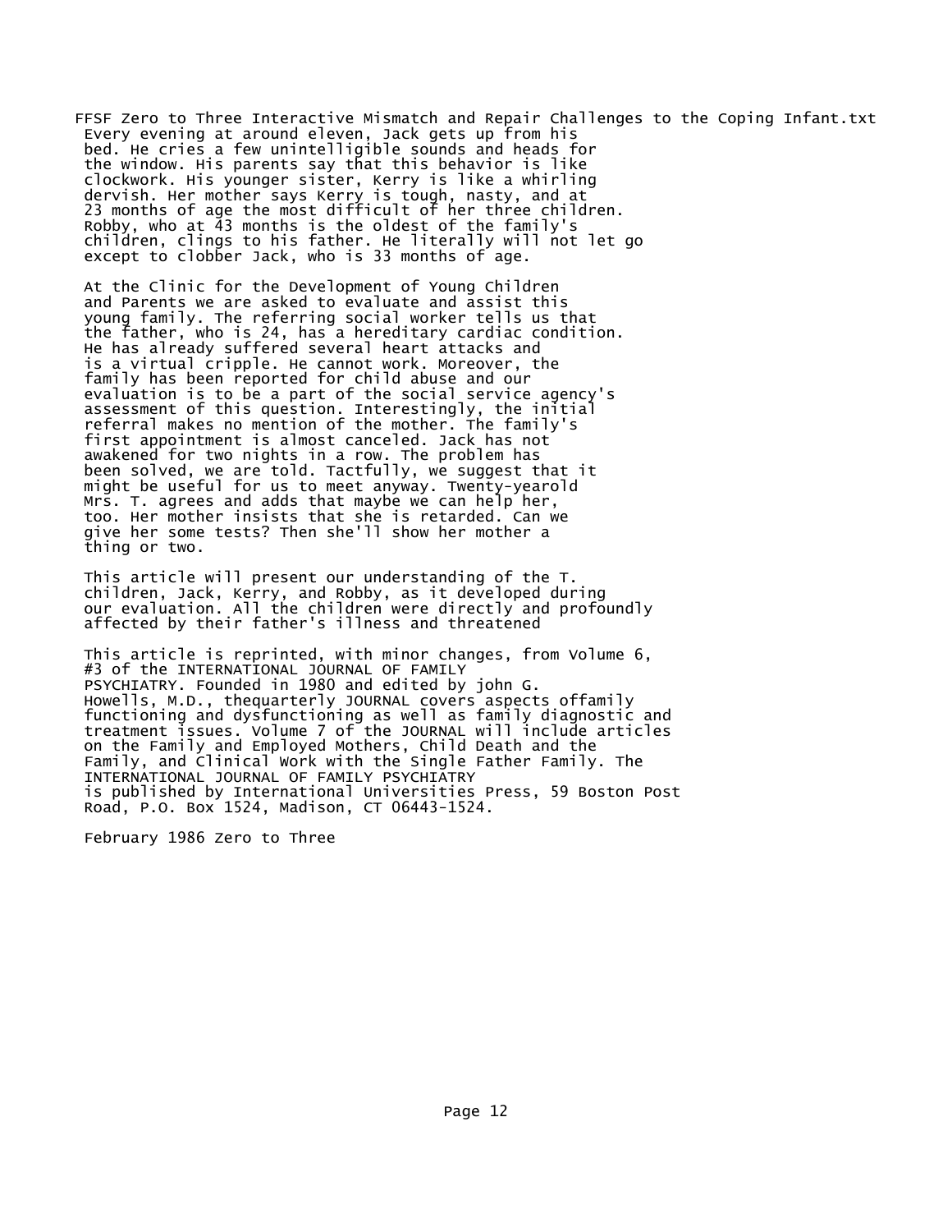Every evening at around eleven, Jack gets up from his bed. He cries a few unintelligible sounds and heads for the window. His parents say that this behavior is like clockwork. His younger sister, Kerry is like a whirling dervish. Her mother says Kerry is tough, nasty, and at 23 months of age the most difficult of her three children. Robby, who at 43 months is the oldest of the family's children, clings to his father. He literally will not let go except to clobber Jack, who is 33 months of age.

At the Clinic for the Development of Young Children and Parents we are asked to evaluate and assist this young family. The referring social worker tells us that the father, who is 24, has a hereditary cardiac condition. He has already suffered several heart attacks and is a virtual cripple. He cannot work. Moreover, the family has been reported for child abuse and our evaluation is to be a part of the social service agency's assessment of this question. Interestingly, the initial referral makes no mention of the mother. The family's first appointment is almost canceled. Jack has not awakened for two nights in a row. The problem has been solved, we are told. Tactfully, we suggest that it might be useful for us to meet anyway. Twenty-yearold Mrs. T. agrees and adds that maybe we can help her, too. Her mother insists that she is retarded. Can we give her some tests? Then she'll show her mother a thing or two.

This article will present our understanding of the T. children, Jack, Kerry, and Robby, as it developed during our evaluation. All the children were directly and profoundly affected by their father's illness and threatened

This article is reprinted, with minor changes, from Volume 6, #3 of the INTERNATIONAL JOURNAL OF FAMILY PSYCHIATRY. Founded in 1980 and edited by john G. Howells, M.D., thequarterly JOURNAL covers aspects offamily functioning and dysfunctioning as well as family diagnostic and treatment issues. Volume 7 of the JOURNAL will include articles on the Family and Employed Mothers, Child Death and the Family, and Clinical Work with the Single Father Family. The INTERNATIONAL JOURNAL OF FAMILY PSYCHIATRY is published by International Universities Press, 59 Boston Post Road, P.O. Box 1524, Madison, CT 06443-1524.

February 1986 Zero to Three